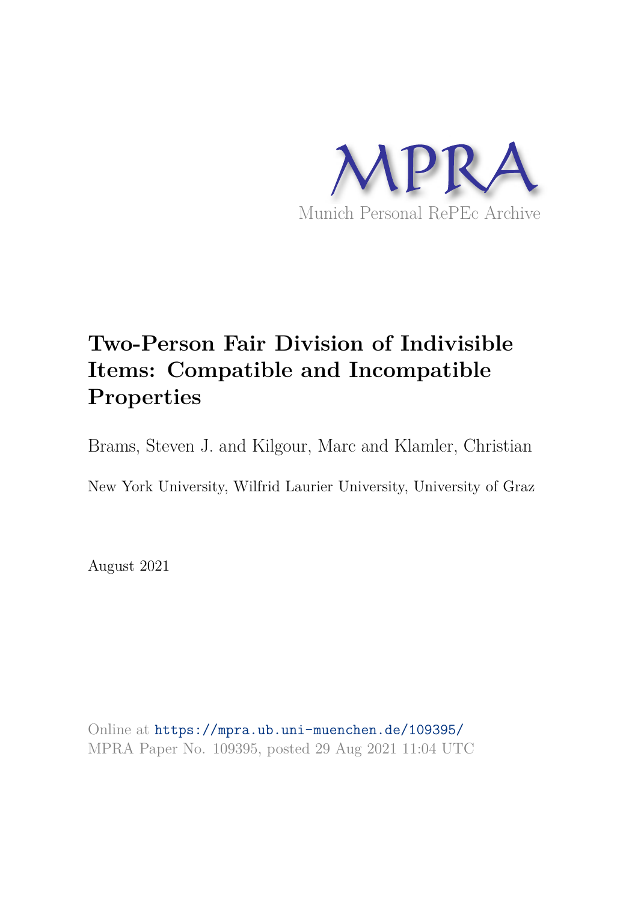MPRA

Munich Personal RePEc Archive

# Two-Person Fair Division of Indivisible Items: Compatible and Incompatible Properties

Brams, Steven J. and Kilgour, Marc and Klamler, Christian

New York University, Wilfrid Laurier University, University of Graz

August 2021

Online at https://mpra.ub.uni-muenchen.de/109395/
MPRA Paper No. 109395, posted 29 Aug 2021 11:04 UTC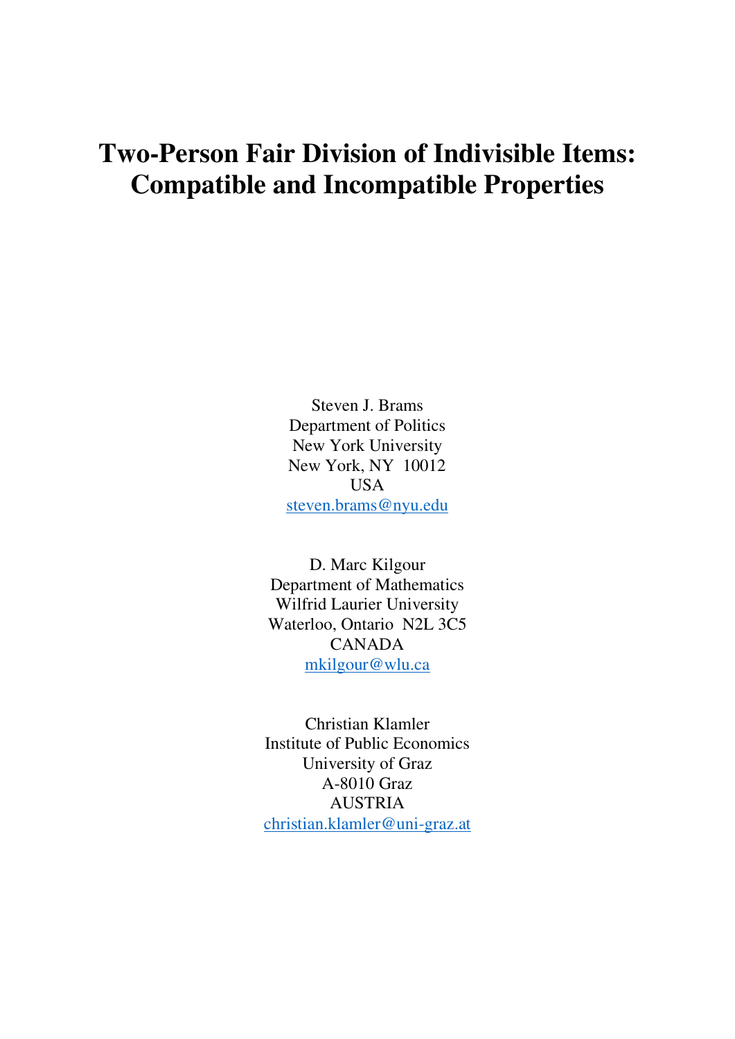# Two-Person Fair Division of Indivisible Items: Compatible and Incompatible Properties

Steven J. Brams  
Department of Politics  
New York University  
New York, NY 10012  
USA  
steven.brams@nyu.edu

D. Marc Kilgour  
Department of Mathematics  
Wilfrid Laurier University  
Waterloo, Ontario N2L 3C5  
CANADA  
mkilgour@wlu.ca

Christian Klamler  
Institute of Public Economics  
University of Graz  
A-8010 Graz  
AUSTRIA  
christian.klamler@uni-graz.at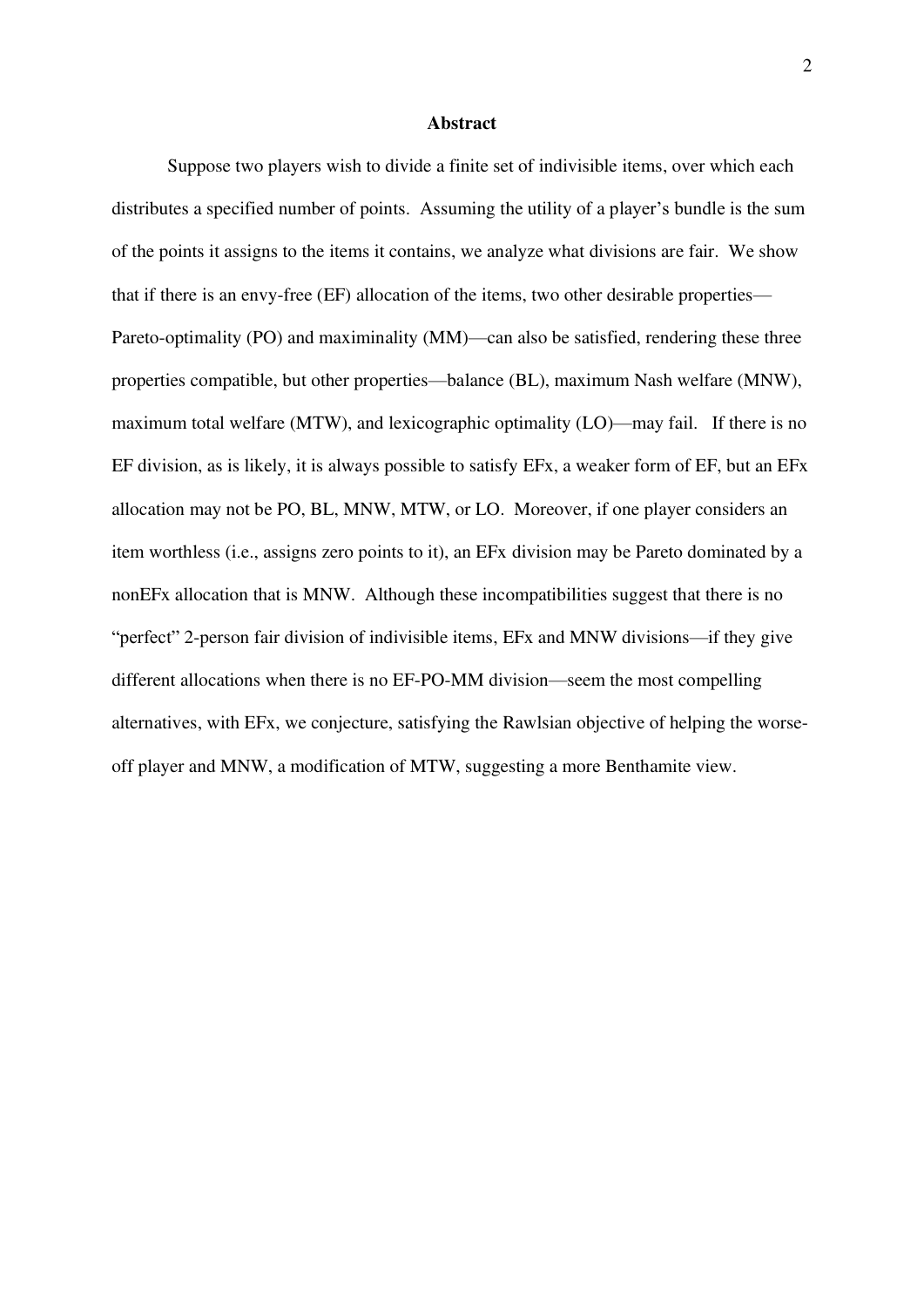## Abstract

Suppose two players wish to divide a finite set of indivisible items, over which each distributes a specified number of points. Assuming the utility of a player's bundle is the sum of the points it assigns to the items it contains, we analyze what divisions are fair. We show that if there is an envy-free (EF) allocation of the items, two other desirable properties—Pareto-optimality (PO) and maximinality (MM)—can also be satisfied, rendering these three properties compatible, but other properties—balance (BL), maximum Nash welfare (MNW), maximum total welfare (MTW), and lexicographic optimality (LO)—may fail. If there is no EF division, as is likely, it is always possible to satisfy EFx, a weaker form of EF, but an EFx allocation may not be PO, BL, MNW, MTW, or LO. Moreover, if one player considers an item worthless (i.e., assigns zero points to it), an EFx division may be Pareto dominated by a nonEFx allocation that is MNW. Although these incompatibilities suggest that there is no "perfect" 2-person fair division of indivisible items, EFx and MNW divisions—if they give different allocations when there is no EF-PO-MM division—seem the most compelling alternatives, with EFx, we conjecture, satisfying the Rawlsian objective of helping the worse-off player and MNW, a modification of MTW, suggesting a more Benthamite view.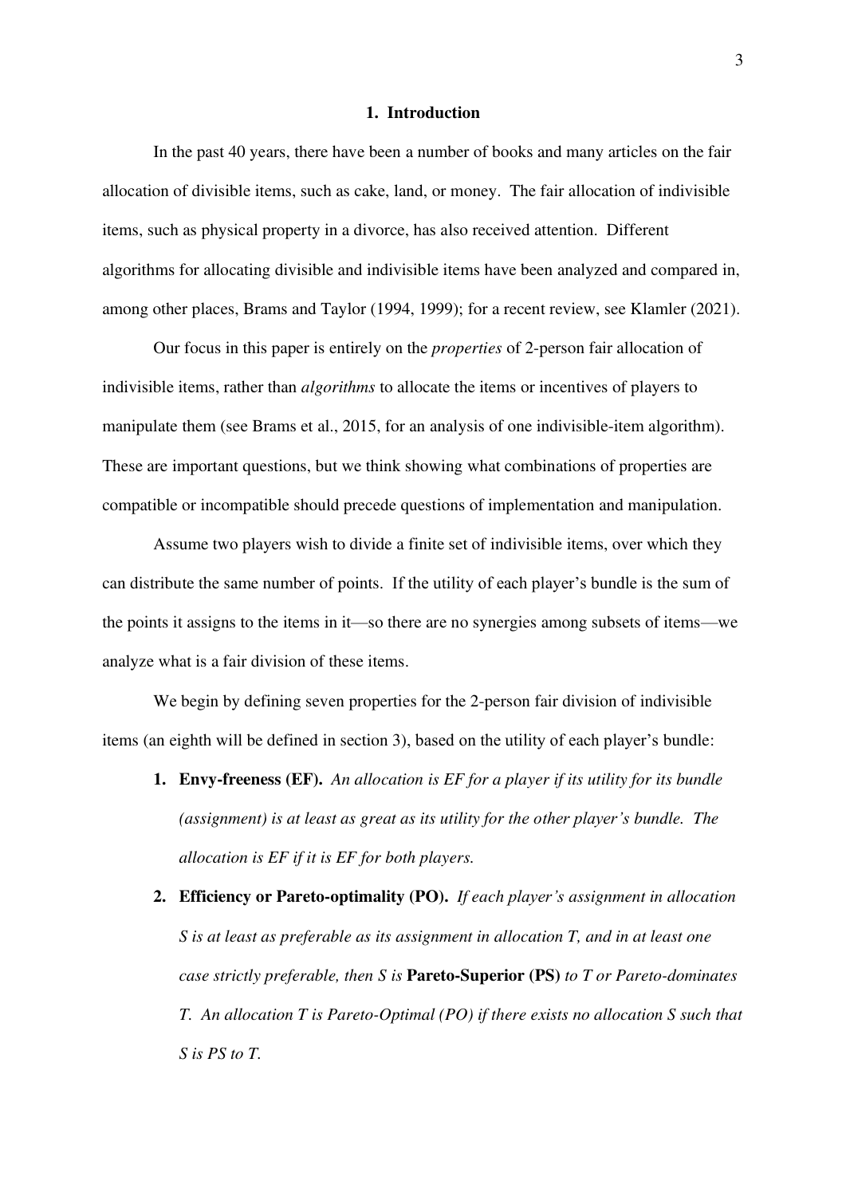## 1. Introduction

In the past 40 years, there have been a number of books and many articles on the fair allocation of divisible items, such as cake, land, or money. The fair allocation of indivisible items, such as physical property in a divorce, has also received attention. Different algorithms for allocating divisible and indivisible items have been analyzed and compared in, among other places, Brams and Taylor (1994, 1999); for a recent review, see Klamler (2021).

Our focus in this paper is entirely on the *properties* of 2-person fair allocation of indivisible items, rather than *algorithms* to allocate the items or incentives of players to manipulate them (see Brams et al., 2015, for an analysis of one indivisible-item algorithm). These are important questions, but we think showing what combinations of properties are compatible or incompatible should precede questions of implementation and manipulation.

Assume two players wish to divide a finite set of indivisible items, over which they can distribute the same number of points. If the utility of each player's bundle is the sum of the points it assigns to the items in it—so there are no synergies among subsets of items—we analyze what is a fair division of these items.

We begin by defining seven properties for the 2-person fair division of indivisible items (an eighth will be defined in section 3), based on the utility of each player's bundle:

1. **Envy-freeness (EF).** *An allocation is EF for a player if its utility for its bundle (assignment) is at least as great as its utility for the other player's bundle. The allocation is EF if it is EF for both players.*
2. **Efficiency or Pareto-optimality (PO).** *If each player's assignment in allocation S is at least as preferable as its assignment in allocation T, and in at least one case strictly preferable, then S is* **Pareto-Superior (PS)** *to T or Pareto-dominates T. An allocation T is Pareto-Optimal (PO) if there exists no allocation S such that S is PS to T.*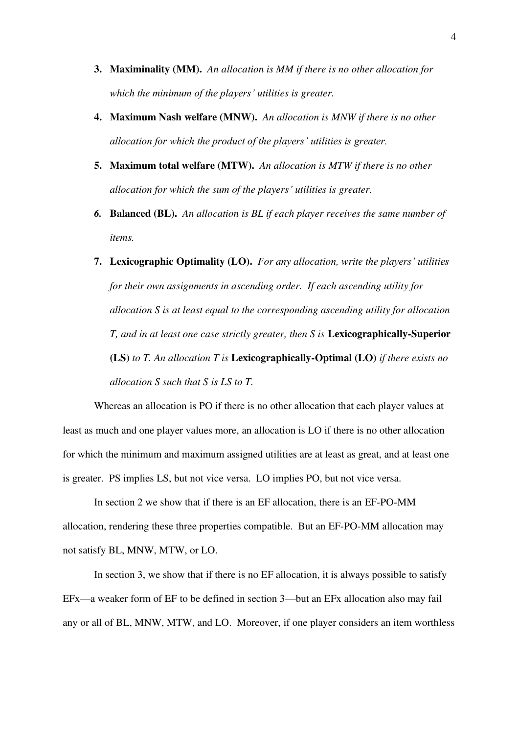3. **Maximinality (MM).** *An allocation is MM if there is no other allocation for which the minimum of the players' utilities is greater.*

4. **Maximum Nash welfare (MNW).** *An allocation is MNW if there is no other allocation for which the product of the players' utilities is greater.*

5. **Maximum total welfare (MTW).** *An allocation is MTW if there is no other allocation for which the sum of the players' utilities is greater.*

6. **Balanced (BL).** *An allocation is BL if each player receives the same number of items.*

7. **Lexicographic Optimality (LO).** *For any allocation, write the players' utilities for their own assignments in ascending order. If each ascending utility for allocation S is at least equal to the corresponding ascending utility for allocation T, and in at least one case strictly greater, then S is* **Lexicographically-Superior (LS)** *to T. An allocation T is* **Lexicographically-Optimal (LO)** *if there exists no allocation S such that S is LS to T.*

Whereas an allocation is PO if there is no other allocation that each player values at least as much and one player values more, an allocation is LO if there is no other allocation for which the minimum and maximum assigned utilities are at least as great, and at least one is greater. PS implies LS, but not vice versa. LO implies PO, but not vice versa.

In section 2 we show that if there is an EF allocation, there is an EF-PO-MM allocation, rendering these three properties compatible. But an EF-PO-MM allocation may not satisfy BL, MNW, MTW, or LO.

In section 3, we show that if there is no EF allocation, it is always possible to satisfy EFx—a weaker form of EF to be defined in section 3—but an EFx allocation also may fail any or all of BL, MNW, MTW, and LO. Moreover, if one player considers an item worthless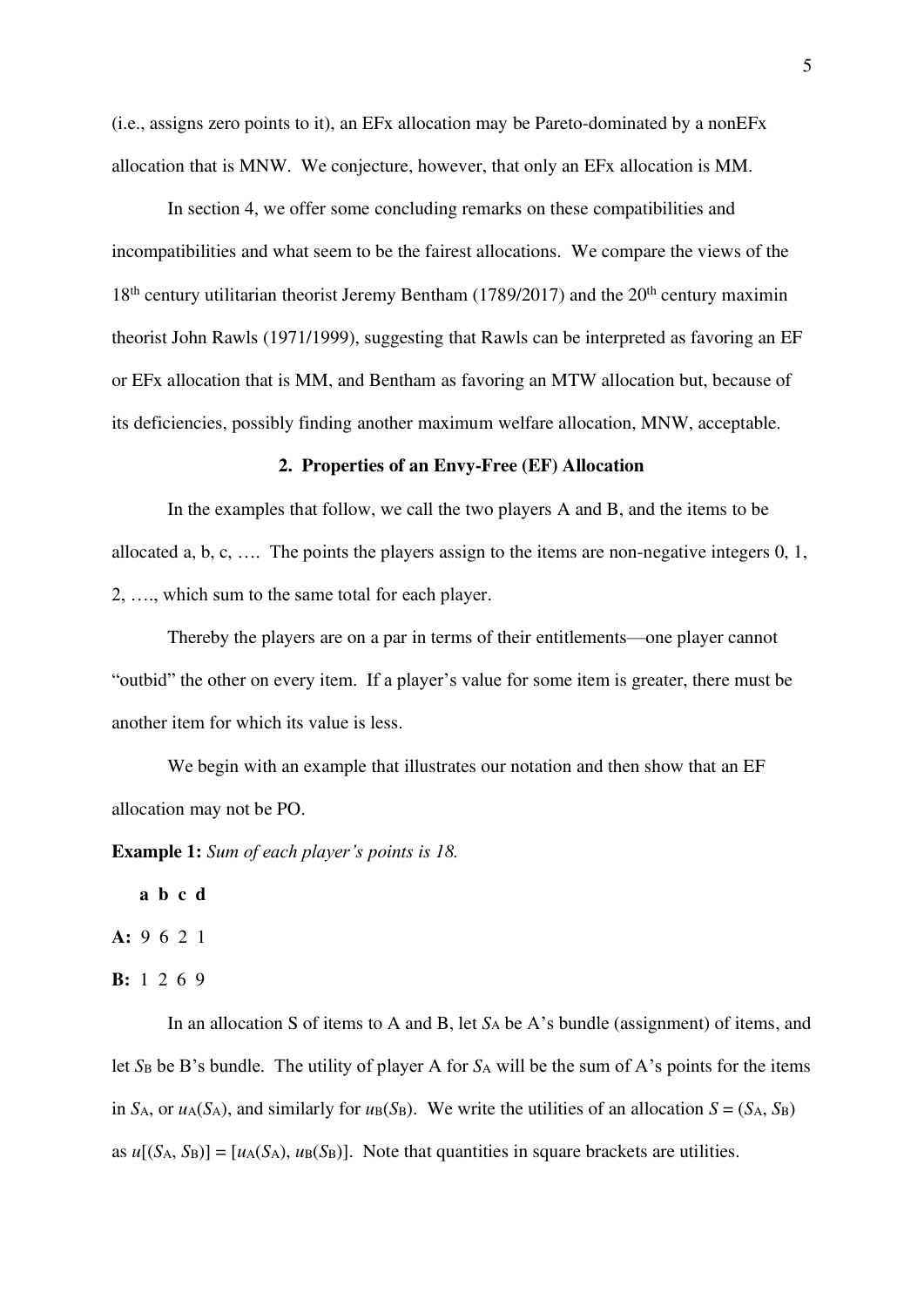(i.e., assigns zero points to it), an EFx allocation may be Pareto-dominated by a nonEFx allocation that is MNW. We conjecture, however, that only an EFx allocation is MM.

In section 4, we offer some concluding remarks on these compatibilities and incompatibilities and what seem to be the fairest allocations. We compare the views of the 18th century utilitarian theorist Jeremy Bentham (1789/2017) and the 20th century maximin theorist John Rawls (1971/1999), suggesting that Rawls can be interpreted as favoring an EF or EFx allocation that is MM, and Bentham as favoring an MTW allocation but, because of its deficiencies, possibly finding another maximum welfare allocation, MNW, acceptable.

## 2. Properties of an Envy-Free (EF) Allocation

In the examples that follow, we call the two players A and B, and the items to be allocated a, b, c, …. The points the players assign to the items are non-negative integers 0, 1, 2, …., which sum to the same total for each player.

Thereby the players are on a par in terms of their entitlements—one player cannot "outbid" the other on every item. If a player's value for some item is greater, there must be another item for which its value is less.

We begin with an example that illustrates our notation and then show that an EF allocation may not be PO.

**Example 1:** *Sum of each player's points is 18.*

| | **a** | **b** | **c** | **d** |
|---|---|---|---|---|
| **A:** | 9 | 6 | 2 | 1 |
| **B:** | 1 | 2 | 6 | 9 |

In an allocation S of items to A and B, let $S_A$ be A's bundle (assignment) of items, and let $S_B$ be B's bundle. The utility of player A for $S_A$ will be the sum of A's points for the items in $S_A$, or $u_A(S_A)$, and similarly for $u_B(S_B)$. We write the utilities of an allocation $S = (S_A, S_B)$ as $u[(S_A, S_B)] = [u_A(S_A), u_B(S_B)]$. Note that quantities in square brackets are utilities.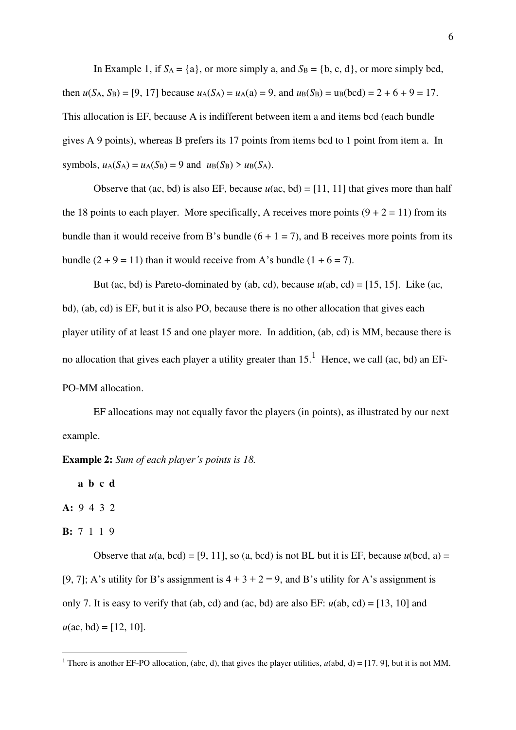In Example 1, if $S_A = \{a\}$, or more simply a, and $S_B = \{b, c, d\}$, or more simply bcd, then $u(S_A, S_B) = [9, 17]$ because $u_A(S_A) = u_A(a) = 9$, and $u_B(S_B) = u_B(bcd) = 2 + 6 + 9 = 17$. This allocation is EF, because A is indifferent between item a and items bcd (each bundle gives A 9 points), whereas B prefers its 17 points from items bcd to 1 point from item a. In symbols, $u_A(S_A) = u_A(S_B) = 9$ and $u_B(S_B) > u_B(S_A)$.

Observe that (ac, bd) is also EF, because $u$(ac, bd) = [11, 11] that gives more than half the 18 points to each player. More specifically, A receives more points (9 + 2 = 11) from its bundle than it would receive from B's bundle (6 + 1 = 7), and B receives more points from its bundle (2 + 9 = 11) than it would receive from A's bundle (1 + 6 = 7).

But (ac, bd) is Pareto-dominated by (ab, cd), because $u$(ab, cd) = [15, 15]. Like (ac, bd), (ab, cd) is EF, but it is also PO, because there is no other allocation that gives each player utility of at least 15 and one player more. In addition, (ab, cd) is MM, because there is no allocation that gives each player a utility greater than 15.[1] Hence, we call (ac, bd) an EF-PO-MM allocation.

EF allocations may not equally favor the players (in points), as illustrated by our next example.

**Example 2:** *Sum of each player's points is 18.*

|  | **a** | **b** | **c** | **d** |
|---|---|---|---|---|
| **A:** | 9 | 4 | 3 | 2 |
| **B:** | 7 | 1 | 1 | 9 |

Observe that $u$(a, bcd) = [9, 11], so (a, bcd) is not BL but it is EF, because $u$(bcd, a) = [9, 7]; A's utility for B's assignment is 4 + 3 + 2 = 9, and B's utility for A's assignment is only 7. It is easy to verify that (ab, cd) and (ac, bd) are also EF: $u$(ab, cd) = [13, 10] and $u$(ac, bd) = [12, 10].

---

[1] There is another EF-PO allocation, (abc, d), that gives the player utilities, $u$(abd, d) = [17. 9], but it is not MM.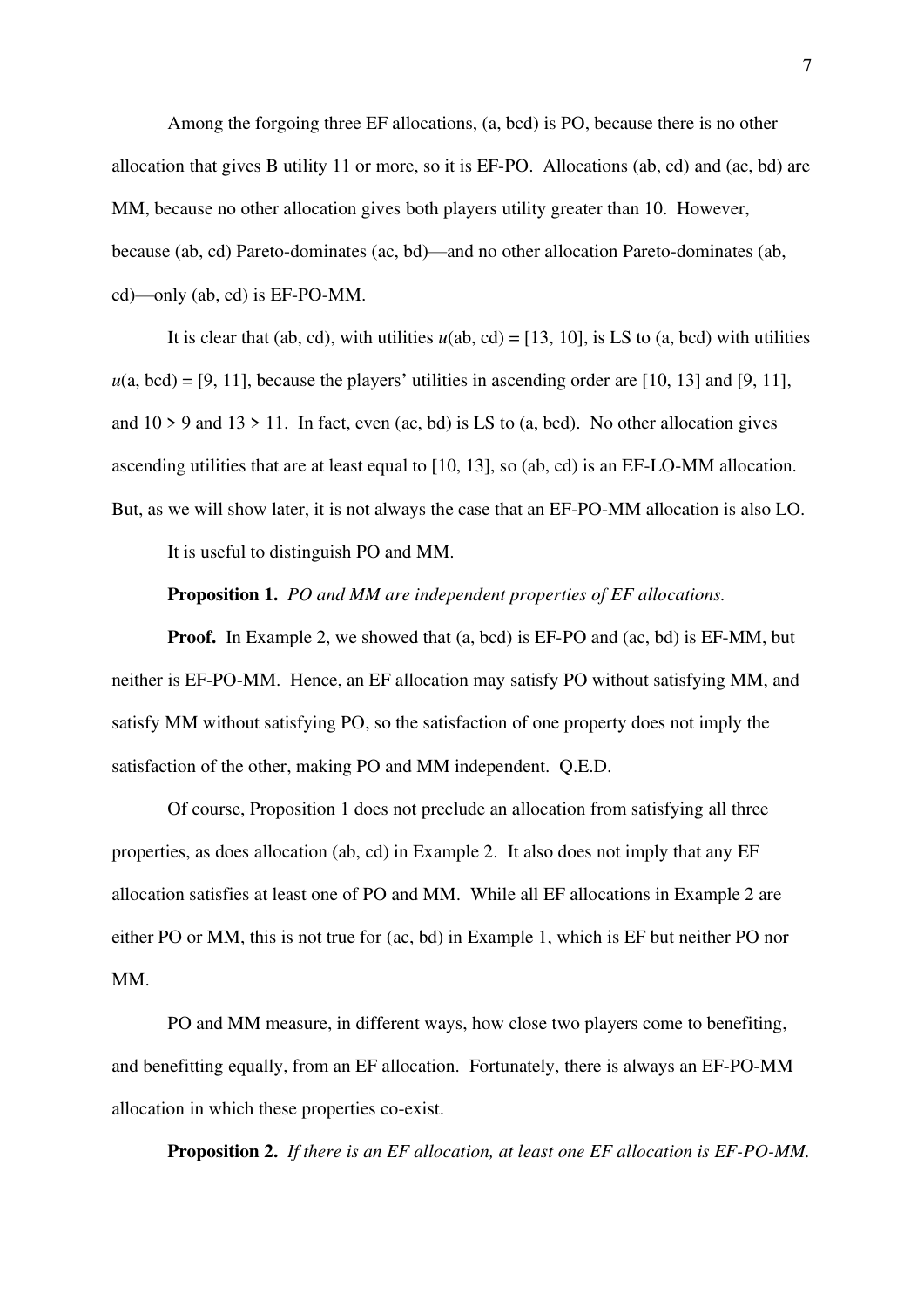Among the forgoing three EF allocations, (a, bcd) is PO, because there is no other allocation that gives B utility 11 or more, so it is EF-PO. Allocations (ab, cd) and (ac, bd) are MM, because no other allocation gives both players utility greater than 10. However, because (ab, cd) Pareto-dominates (ac, bd)—and no other allocation Pareto-dominates (ab, cd)—only (ab, cd) is EF-PO-MM.

It is clear that (ab, cd), with utilities $u(\text{ab, cd}) = [13, 10]$, is LS to (a, bcd) with utilities $u(\text{a, bcd}) = [9, 11]$, because the players' utilities in ascending order are [10, 13] and [9, 11], and $10 > 9$ and $13 > 11$. In fact, even (ac, bd) is LS to (a, bcd). No other allocation gives ascending utilities that are at least equal to [10, 13], so (ab, cd) is an EF-LO-MM allocation. But, as we will show later, it is not always the case that an EF-PO-MM allocation is also LO.

It is useful to distinguish PO and MM.

**Proposition 1.** *PO and MM are independent properties of EF allocations.*

**Proof.** In Example 2, we showed that (a, bcd) is EF-PO and (ac, bd) is EF-MM, but neither is EF-PO-MM. Hence, an EF allocation may satisfy PO without satisfying MM, and satisfy MM without satisfying PO, so the satisfaction of one property does not imply the satisfaction of the other, making PO and MM independent. Q.E.D.

Of course, Proposition 1 does not preclude an allocation from satisfying all three properties, as does allocation (ab, cd) in Example 2. It also does not imply that any EF allocation satisfies at least one of PO and MM. While all EF allocations in Example 2 are either PO or MM, this is not true for (ac, bd) in Example 1, which is EF but neither PO nor MM.

PO and MM measure, in different ways, how close two players come to benefiting, and benefitting equally, from an EF allocation. Fortunately, there is always an EF-PO-MM allocation in which these properties co-exist.

**Proposition 2.** *If there is an EF allocation, at least one EF allocation is EF-PO-MM.*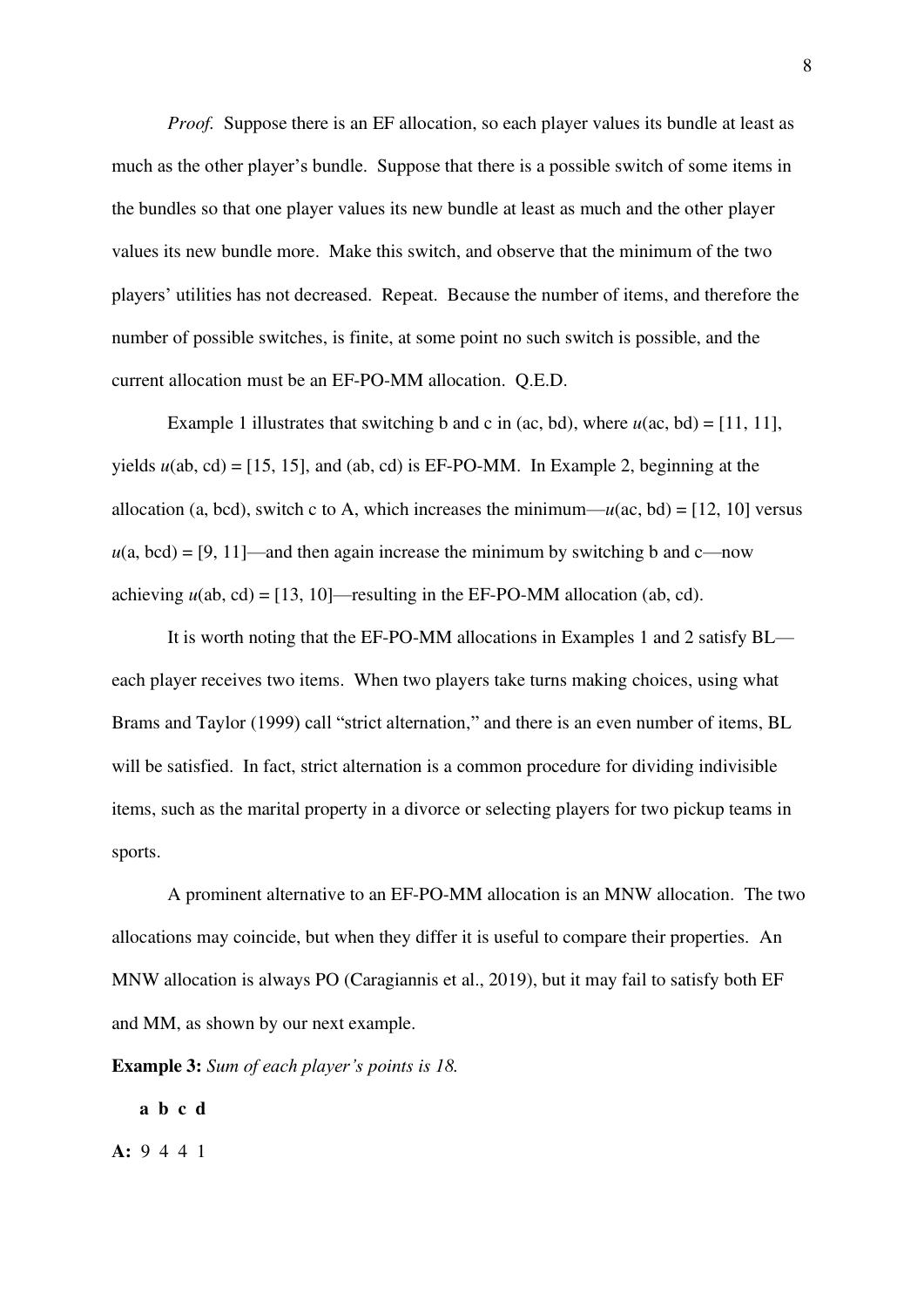*Proof.* Suppose there is an EF allocation, so each player values its bundle at least as much as the other player's bundle. Suppose that there is a possible switch of some items in the bundles so that one player values its new bundle at least as much and the other player values its new bundle more. Make this switch, and observe that the minimum of the two players' utilities has not decreased. Repeat. Because the number of items, and therefore the number of possible switches, is finite, at some point no such switch is possible, and the current allocation must be an EF-PO-MM allocation. Q.E.D.

Example 1 illustrates that switching b and c in (ac, bd), where $u$(ac, bd) = [11, 11], yields $u$(ab, cd) = [15, 15], and (ab, cd) is EF-PO-MM. In Example 2, beginning at the allocation (a, bcd), switch c to A, which increases the minimum—$u$(ac, bd) = [12, 10] versus $u$(a, bcd) = [9, 11]—and then again increase the minimum by switching b and c—now achieving $u$(ab, cd) = [13, 10]—resulting in the EF-PO-MM allocation (ab, cd).

It is worth noting that the EF-PO-MM allocations in Examples 1 and 2 satisfy BL—each player receives two items. When two players take turns making choices, using what Brams and Taylor (1999) call "strict alternation," and there is an even number of items, BL will be satisfied. In fact, strict alternation is a common procedure for dividing indivisible items, such as the marital property in a divorce or selecting players for two pickup teams in sports.

A prominent alternative to an EF-PO-MM allocation is an MNW allocation. The two allocations may coincide, but when they differ it is useful to compare their properties. An MNW allocation is always PO (Caragiannis et al., 2019), but it may fail to satisfy both EF and MM, as shown by our next example.

**Example 3:** *Sum of each player's points is 18.*

| | **a** | **b** | **c** | **d** |
|---|---|---|---|---|
| **A:** | 9 | 4 | 4 | 1 |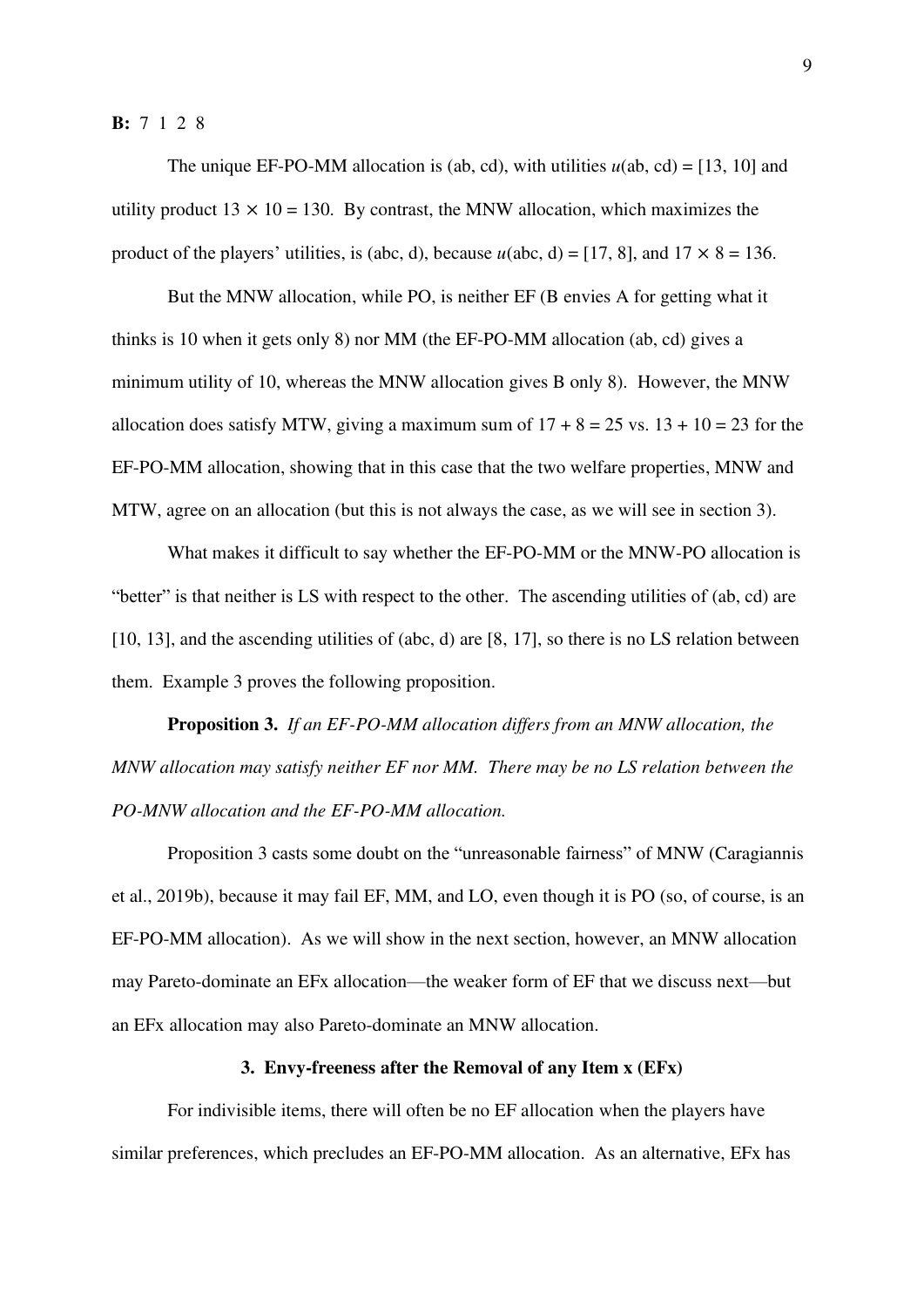**B:** 7 1 2 8

The unique EF-PO-MM allocation is (ab, cd), with utilities $u$(ab, cd) = [13, 10] and utility product $13 \times 10 = 130$. By contrast, the MNW allocation, which maximizes the product of the players' utilities, is (abc, d), because $u$(abc, d) = [17, 8], and $17 \times 8 = 136$.

But the MNW allocation, while PO, is neither EF (B envies A for getting what it thinks is 10 when it gets only 8) nor MM (the EF-PO-MM allocation (ab, cd) gives a minimum utility of 10, whereas the MNW allocation gives B only 8). However, the MNW allocation does satisfy MTW, giving a maximum sum of 17 + 8 = 25 vs. 13 + 10 = 23 for the EF-PO-MM allocation, showing that in this case that the two welfare properties, MNW and MTW, agree on an allocation (but this is not always the case, as we will see in section 3).

What makes it difficult to say whether the EF-PO-MM or the MNW-PO allocation is "better" is that neither is LS with respect to the other. The ascending utilities of (ab, cd) are [10, 13], and the ascending utilities of (abc, d) are [8, 17], so there is no LS relation between them. Example 3 proves the following proposition.

**Proposition 3.** *If an EF-PO-MM allocation differs from an MNW allocation, the MNW allocation may satisfy neither EF nor MM. There may be no LS relation between the PO-MNW allocation and the EF-PO-MM allocation.*

Proposition 3 casts some doubt on the "unreasonable fairness" of MNW (Caragiannis et al., 2019b), because it may fail EF, MM, and LO, even though it is PO (so, of course, is an EF-PO-MM allocation). As we will show in the next section, however, an MNW allocation may Pareto-dominate an EFx allocation—the weaker form of EF that we discuss next—but an EFx allocation may also Pareto-dominate an MNW allocation.

## 3. Envy-freeness after the Removal of any Item x (EFx)

For indivisible items, there will often be no EF allocation when the players have similar preferences, which precludes an EF-PO-MM allocation. As an alternative, EFx has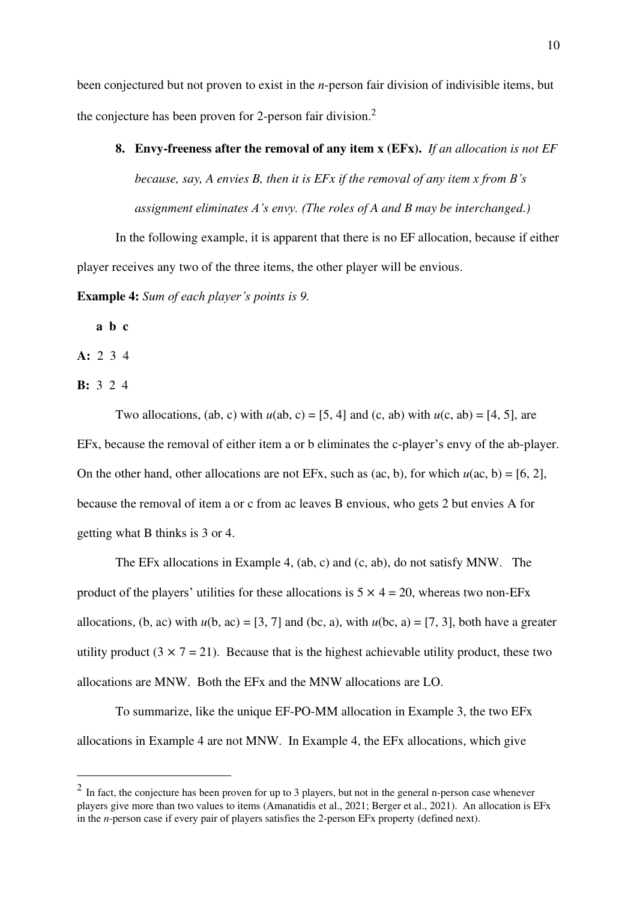been conjectured but not proven to exist in the *n*-person fair division of indivisible items, but the conjecture has been proven for 2-person fair division.[2]

8. **Envy-freeness after the removal of any item x (EFx).** *If an allocation is not EF because, say, A envies B, then it is EFx if the removal of any item x from B's assignment eliminates A's envy. (The roles of A and B may be interchanged.)*

In the following example, it is apparent that there is no EF allocation, because if either player receives any two of the three items, the other player will be envious.

**Example 4:** *Sum of each player's points is 9.*

|  | **a** | **b** | **c** |
|---|---|---|---|
| **A:** | 2 | 3 | 4 |
| **B:** | 3 | 2 | 4 |

Two allocations, (ab, c) with $u$(ab, c) = [5, 4] and (c, ab) with $u$(c, ab) = [4, 5], are EFx, because the removal of either item a or b eliminates the c-player's envy of the ab-player. On the other hand, other allocations are not EFx, such as (ac, b), for which $u$(ac, b) = [6, 2], because the removal of item a or c from ac leaves B envious, who gets 2 but envies A for getting what B thinks is 3 or 4.

The EFx allocations in Example 4, (ab, c) and (c, ab), do not satisfy MNW. The product of the players' utilities for these allocations is $5 \times 4 = 20$, whereas two non-EFx allocations, (b, ac) with $u$(b, ac) = [3, 7] and (bc, a), with $u$(bc, a) = [7, 3], both have a greater utility product ($3 \times 7 = 21$). Because that is the highest achievable utility product, these two allocations are MNW. Both the EFx and the MNW allocations are LO.

To summarize, like the unique EF-PO-MM allocation in Example 3, the two EFx allocations in Example 4 are not MNW. In Example 4, the EFx allocations, which give

---

[2] In fact, the conjecture has been proven for up to 3 players, but not in the general n-person case whenever players give more than two values to items (Amanatidis et al., 2021; Berger et al., 2021). An allocation is EFx in the *n*-person case if every pair of players satisfies the 2-person EFx property (defined next).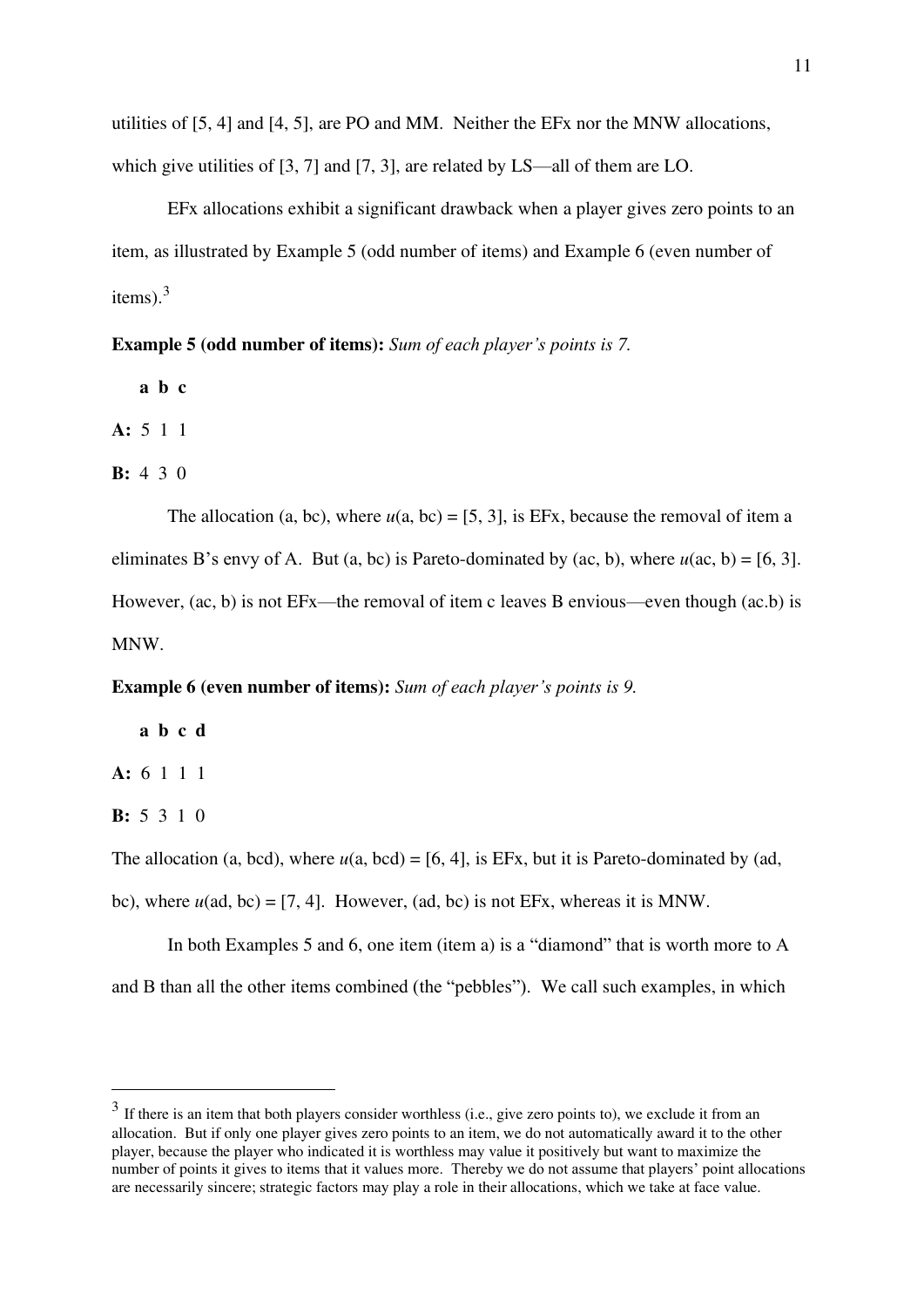utilities of [5, 4] and [4, 5], are PO and MM. Neither the EFx nor the MNW allocations, which give utilities of [3, 7] and [7, 3], are related by LS—all of them are LO.

EFx allocations exhibit a significant drawback when a player gives zero points to an item, as illustrated by Example 5 (odd number of items) and Example 6 (even number of items).[3]

**Example 5 (odd number of items):** *Sum of each player's points is 7.*

|  | **a** | **b** | **c** |
|---|---|---|---|
| **A:** | 5 | 1 | 1 |
| **B:** | 4 | 3 | 0 |

The allocation (a, bc), where $u$(a, bc) = [5, 3], is EFx, because the removal of item a eliminates B's envy of A. But (a, bc) is Pareto-dominated by (ac, b), where $u$(ac, b) = [6, 3]. However, (ac, b) is not EFx—the removal of item c leaves B envious—even though (ac.b) is MNW.

**Example 6 (even number of items):** *Sum of each player's points is 9.*

|  | **a** | **b** | **c** | **d** |
|---|---|---|---|---|
| **A:** | 6 | 1 | 1 | 1 |
| **B:** | 5 | 3 | 1 | 0 |

The allocation (a, bcd), where $u$(a, bcd) = [6, 4], is EFx, but it is Pareto-dominated by (ad, bc), where $u$(ad, bc) = [7, 4]. However, (ad, bc) is not EFx, whereas it is MNW.

In both Examples 5 and 6, one item (item a) is a "diamond" that is worth more to A and B than all the other items combined (the "pebbles"). We call such examples, in which

---

[3] If there is an item that both players consider worthless (i.e., give zero points to), we exclude it from an allocation. But if only one player gives zero points to an item, we do not automatically award it to the other player, because the player who indicated it is worthless may value it positively but want to maximize the number of points it gives to items that it values more. Thereby we do not assume that players' point allocations are necessarily sincere; strategic factors may play a role in their allocations, which we take at face value.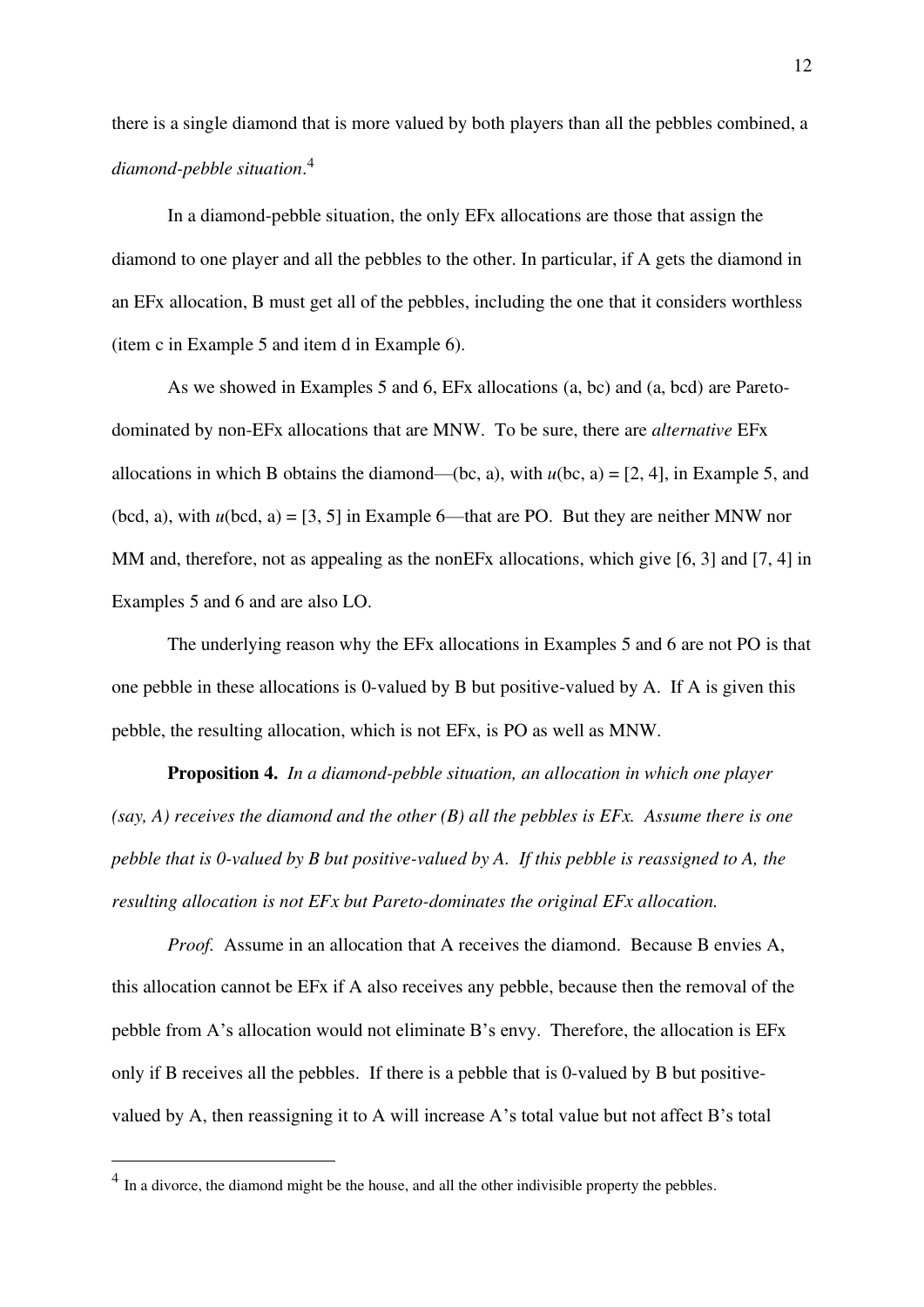there is a single diamond that is more valued by both players than all the pebbles combined, a *diamond-pebble situation*.[4]

In a diamond-pebble situation, the only EFx allocations are those that assign the diamond to one player and all the pebbles to the other. In particular, if A gets the diamond in an EFx allocation, B must get all of the pebbles, including the one that it considers worthless (item c in Example 5 and item d in Example 6).

As we showed in Examples 5 and 6, EFx allocations (a, bc) and (a, bcd) are Pareto-dominated by non-EFx allocations that are MNW. To be sure, there are *alternative* EFx allocations in which B obtains the diamond—(bc, a), with *u*(bc, a) = [2, 4], in Example 5, and (bcd, a), with *u*(bcd, a) = [3, 5] in Example 6—that are PO. But they are neither MNW nor MM and, therefore, not as appealing as the nonEFx allocations, which give [6, 3] and [7, 4] in Examples 5 and 6 and are also LO.

The underlying reason why the EFx allocations in Examples 5 and 6 are not PO is that one pebble in these allocations is 0-valued by B but positive-valued by A. If A is given this pebble, the resulting allocation, which is not EFx, is PO as well as MNW.

**Proposition 4.** *In a diamond-pebble situation, an allocation in which one player (say, A) receives the diamond and the other (B) all the pebbles is EFx. Assume there is one pebble that is 0-valued by B but positive-valued by A. If this pebble is reassigned to A, the resulting allocation is not EFx but Pareto-dominates the original EFx allocation.*

*Proof.* Assume in an allocation that A receives the diamond. Because B envies A, this allocation cannot be EFx if A also receives any pebble, because then the removal of the pebble from A's allocation would not eliminate B's envy. Therefore, the allocation is EFx only if B receives all the pebbles. If there is a pebble that is 0-valued by B but positive-valued by A, then reassigning it to A will increase A's total value but not affect B's total

---

[4] In a divorce, the diamond might be the house, and all the other indivisible property the pebbles.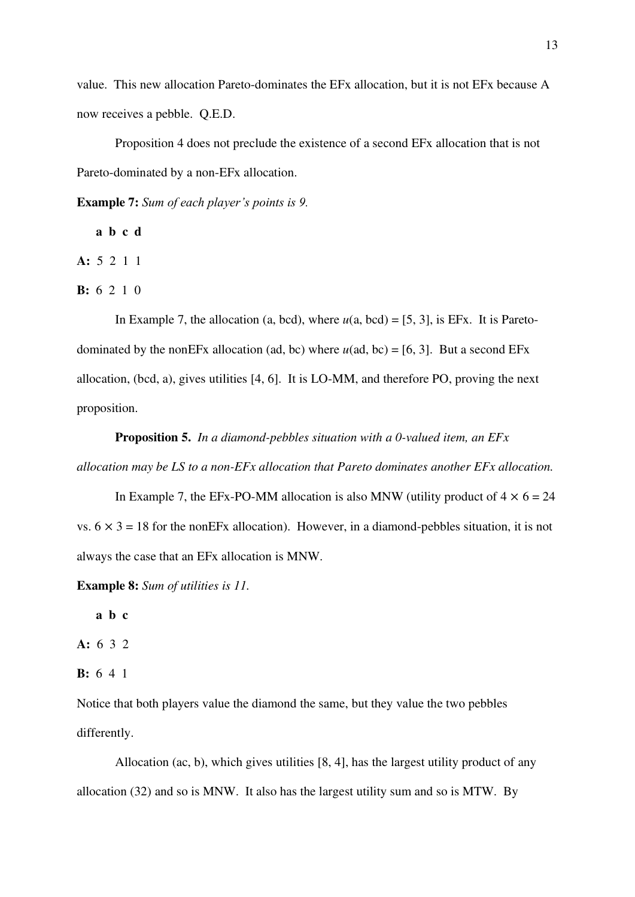value. This new allocation Pareto-dominates the EFx allocation, but it is not EFx because A now receives a pebble. Q.E.D.

Proposition 4 does not preclude the existence of a second EFx allocation that is not Pareto-dominated by a non-EFx allocation.

**Example 7:** *Sum of each player's points is 9.*

|  | **a** | **b** | **c** | **d** |
|---|---|---|---|---|
| **A:** | 5 | 2 | 1 | 1 |
| **B:** | 6 | 2 | 1 | 0 |

In Example 7, the allocation (a, bcd), where $u$(a, bcd) = [5, 3], is EFx. It is Pareto-dominated by the nonEFx allocation (ad, bc) where $u$(ad, bc) = [6, 3]. But a second EFx allocation, (bcd, a), gives utilities [4, 6]. It is LO-MM, and therefore PO, proving the next proposition.

**Proposition 5.** *In a diamond-pebbles situation with a 0-valued item, an EFx allocation may be LS to a non-EFx allocation that Pareto dominates another EFx allocation.*

In Example 7, the EFx-PO-MM allocation is also MNW (utility product of $4 \times 6 = 24$ vs. $6 \times 3 = 18$ for the nonEFx allocation). However, in a diamond-pebbles situation, it is not always the case that an EFx allocation is MNW.

**Example 8:** *Sum of utilities is 11.*

|  | **a** | **b** | **c** |
|---|---|---|---|
| **A:** | 6 | 3 | 2 |
| **B:** | 6 | 4 | 1 |

Notice that both players value the diamond the same, but they value the two pebbles differently.

Allocation (ac, b), which gives utilities [8, 4], has the largest utility product of any allocation (32) and so is MNW. It also has the largest utility sum and so is MTW. By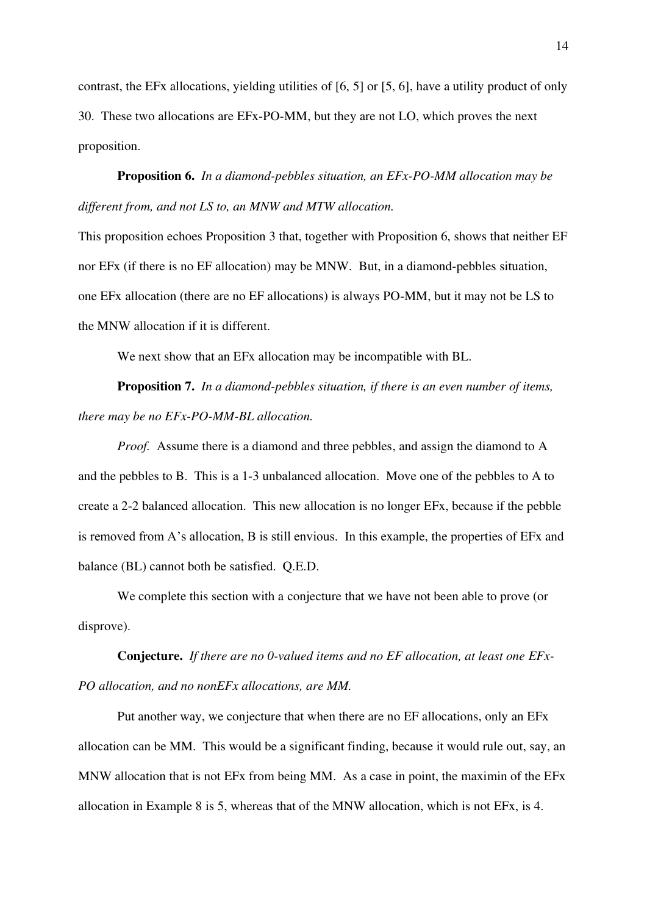contrast, the EFx allocations, yielding utilities of [6, 5] or [5, 6], have a utility product of only 30. These two allocations are EFx-PO-MM, but they are not LO, which proves the next proposition.

**Proposition 6.** *In a diamond-pebbles situation, an EFx-PO-MM allocation may be different from, and not LS to, an MNW and MTW allocation.*

This proposition echoes Proposition 3 that, together with Proposition 6, shows that neither EF nor EFx (if there is no EF allocation) may be MNW. But, in a diamond-pebbles situation, one EFx allocation (there are no EF allocations) is always PO-MM, but it may not be LS to the MNW allocation if it is different.

We next show that an EFx allocation may be incompatible with BL.

**Proposition 7.** *In a diamond-pebbles situation, if there is an even number of items, there may be no EFx-PO-MM-BL allocation.*

*Proof.* Assume there is a diamond and three pebbles, and assign the diamond to A and the pebbles to B. This is a 1-3 unbalanced allocation. Move one of the pebbles to A to create a 2-2 balanced allocation. This new allocation is no longer EFx, because if the pebble is removed from A's allocation, B is still envious. In this example, the properties of EFx and balance (BL) cannot both be satisfied. Q.E.D.

We complete this section with a conjecture that we have not been able to prove (or disprove).

**Conjecture.** *If there are no 0-valued items and no EF allocation, at least one EFx-PO allocation, and no nonEFx allocations, are MM.*

Put another way, we conjecture that when there are no EF allocations, only an EFx allocation can be MM. This would be a significant finding, because it would rule out, say, an MNW allocation that is not EFx from being MM. As a case in point, the maximin of the EFx allocation in Example 8 is 5, whereas that of the MNW allocation, which is not EFx, is 4.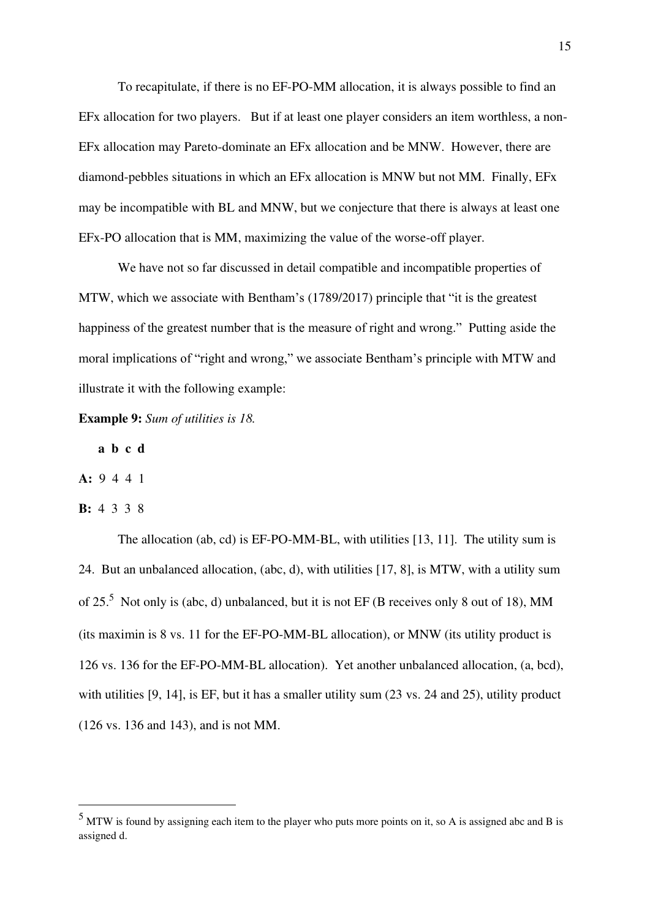To recapitulate, if there is no EF-PO-MM allocation, it is always possible to find an EFx allocation for two players. But if at least one player considers an item worthless, a non-EFx allocation may Pareto-dominate an EFx allocation and be MNW. However, there are diamond-pebbles situations in which an EFx allocation is MNW but not MM. Finally, EFx may be incompatible with BL and MNW, but we conjecture that there is always at least one EFx-PO allocation that is MM, maximizing the value of the worse-off player.

We have not so far discussed in detail compatible and incompatible properties of MTW, which we associate with Bentham's (1789/2017) principle that "it is the greatest happiness of the greatest number that is the measure of right and wrong." Putting aside the moral implications of "right and wrong," we associate Bentham's principle with MTW and illustrate it with the following example:

**Example 9:** *Sum of utilities is 18.*

|  | **a** | **b** | **c** | **d** |
|---|---|---|---|---|
| **A:** | 9 | 4 | 4 | 1 |
| **B:** | 4 | 3 | 3 | 8 |

The allocation (ab, cd) is EF-PO-MM-BL, with utilities [13, 11]. The utility sum is 24. But an unbalanced allocation, (abc, d), with utilities [17, 8], is MTW, with a utility sum of 25.[5] Not only is (abc, d) unbalanced, but it is not EF (B receives only 8 out of 18), MM (its maximin is 8 vs. 11 for the EF-PO-MM-BL allocation), or MNW (its utility product is 126 vs. 136 for the EF-PO-MM-BL allocation). Yet another unbalanced allocation, (a, bcd), with utilities [9, 14], is EF, but it has a smaller utility sum (23 vs. 24 and 25), utility product (126 vs. 136 and 143), and is not MM.

---

[5] MTW is found by assigning each item to the player who puts more points on it, so A is assigned abc and B is assigned d.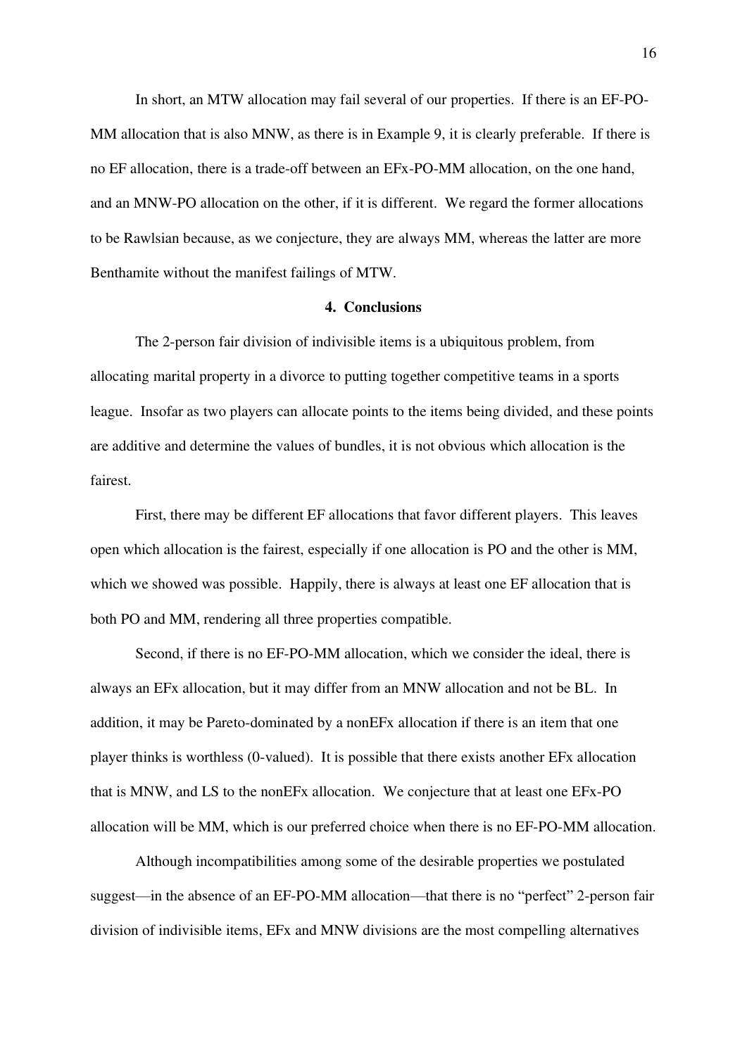In short, an MTW allocation may fail several of our properties. If there is an EF-PO-MM allocation that is also MNW, as there is in Example 9, it is clearly preferable. If there is no EF allocation, there is a trade-off between an EFx-PO-MM allocation, on the one hand, and an MNW-PO allocation on the other, if it is different. We regard the former allocations to be Rawlsian because, as we conjecture, they are always MM, whereas the latter are more Benthamite without the manifest failings of MTW.

## 4. Conclusions

The 2-person fair division of indivisible items is a ubiquitous problem, from allocating marital property in a divorce to putting together competitive teams in a sports league. Insofar as two players can allocate points to the items being divided, and these points are additive and determine the values of bundles, it is not obvious which allocation is the fairest.

First, there may be different EF allocations that favor different players. This leaves open which allocation is the fairest, especially if one allocation is PO and the other is MM, which we showed was possible. Happily, there is always at least one EF allocation that is both PO and MM, rendering all three properties compatible.

Second, if there is no EF-PO-MM allocation, which we consider the ideal, there is always an EFx allocation, but it may differ from an MNW allocation and not be BL. In addition, it may be Pareto-dominated by a nonEFx allocation if there is an item that one player thinks is worthless (0-valued). It is possible that there exists another EFx allocation that is MNW, and LS to the nonEFx allocation. We conjecture that at least one EFx-PO allocation will be MM, which is our preferred choice when there is no EF-PO-MM allocation.

Although incompatibilities among some of the desirable properties we postulated suggest—in the absence of an EF-PO-MM allocation—that there is no "perfect" 2-person fair division of indivisible items, EFx and MNW divisions are the most compelling alternatives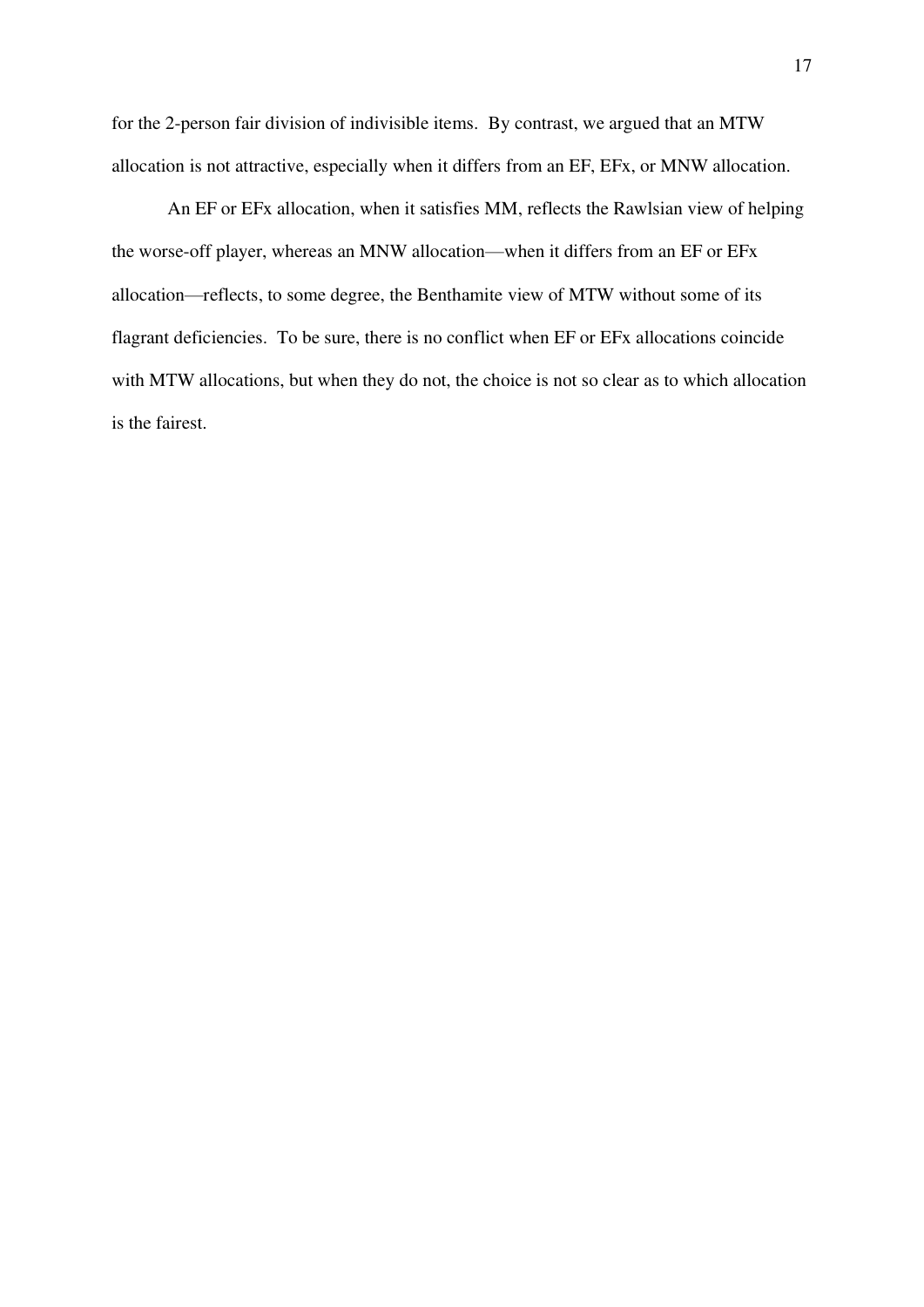for the 2-person fair division of indivisible items. By contrast, we argued that an MTW allocation is not attractive, especially when it differs from an EF, EFx, or MNW allocation.

An EF or EFx allocation, when it satisfies MM, reflects the Rawlsian view of helping the worse-off player, whereas an MNW allocation—when it differs from an EF or EFx allocation—reflects, to some degree, the Benthamite view of MTW without some of its flagrant deficiencies. To be sure, there is no conflict when EF or EFx allocations coincide with MTW allocations, but when they do not, the choice is not so clear as to which allocation is the fairest.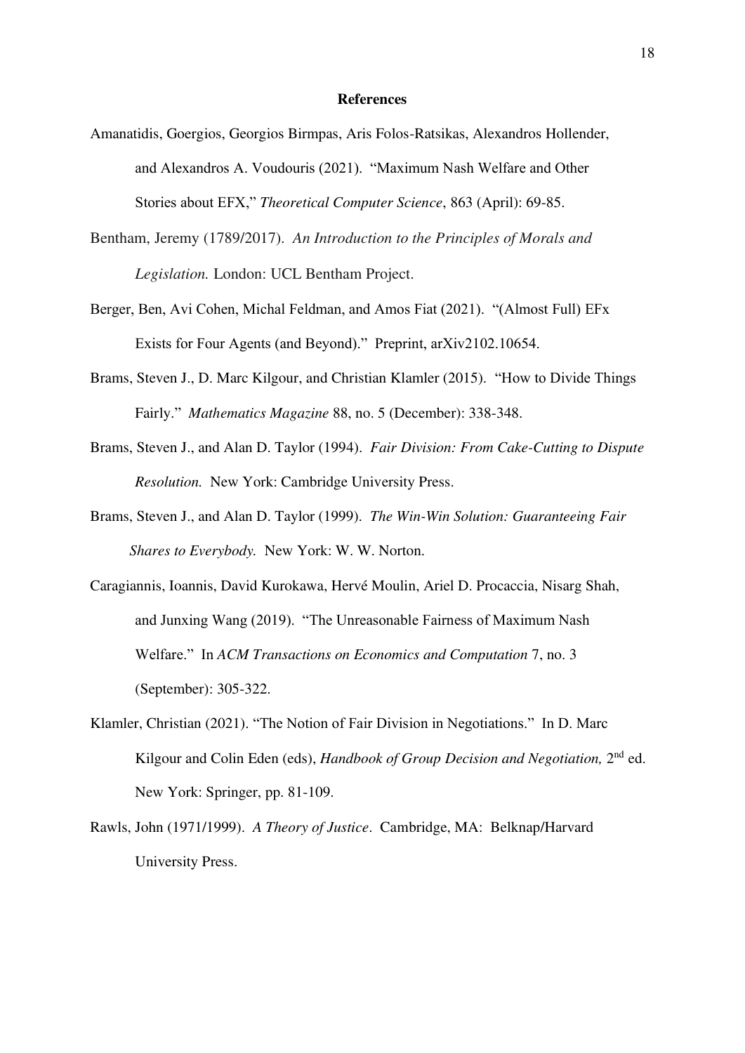## References

Amanatidis, Goergios, Georgios Birmpas, Aris Folos-Ratsikas, Alexandros Hollender, and Alexandros A. Voudouris (2021). "Maximum Nash Welfare and Other Stories about EFX," *Theoretical Computer Science*, 863 (April): 69-85.

Bentham, Jeremy (1789/2017). *An Introduction to the Principles of Morals and Legislation.* London: UCL Bentham Project.

Berger, Ben, Avi Cohen, Michal Feldman, and Amos Fiat (2021). "(Almost Full) EFx Exists for Four Agents (and Beyond)." Preprint, arXiv2102.10654.

Brams, Steven J., D. Marc Kilgour, and Christian Klamler (2015). "How to Divide Things Fairly." *Mathematics Magazine* 88, no. 5 (December): 338-348.

Brams, Steven J., and Alan D. Taylor (1994). *Fair Division: From Cake-Cutting to Dispute Resolution.* New York: Cambridge University Press.

Brams, Steven J., and Alan D. Taylor (1999). *The Win-Win Solution: Guaranteeing Fair Shares to Everybody.* New York: W. W. Norton.

Caragiannis, Ioannis, David Kurokawa, Hervé Moulin, Ariel D. Procaccia, Nisarg Shah, and Junxing Wang (2019). "The Unreasonable Fairness of Maximum Nash Welfare." In *ACM Transactions on Economics and Computation* 7, no. 3 (September): 305-322.

Klamler, Christian (2021). "The Notion of Fair Division in Negotiations." In D. Marc Kilgour and Colin Eden (eds), *Handbook of Group Decision and Negotiation,* 2nd ed. New York: Springer, pp. 81-109.

Rawls, John (1971/1999). *A Theory of Justice*. Cambridge, MA: Belknap/Harvard University Press.